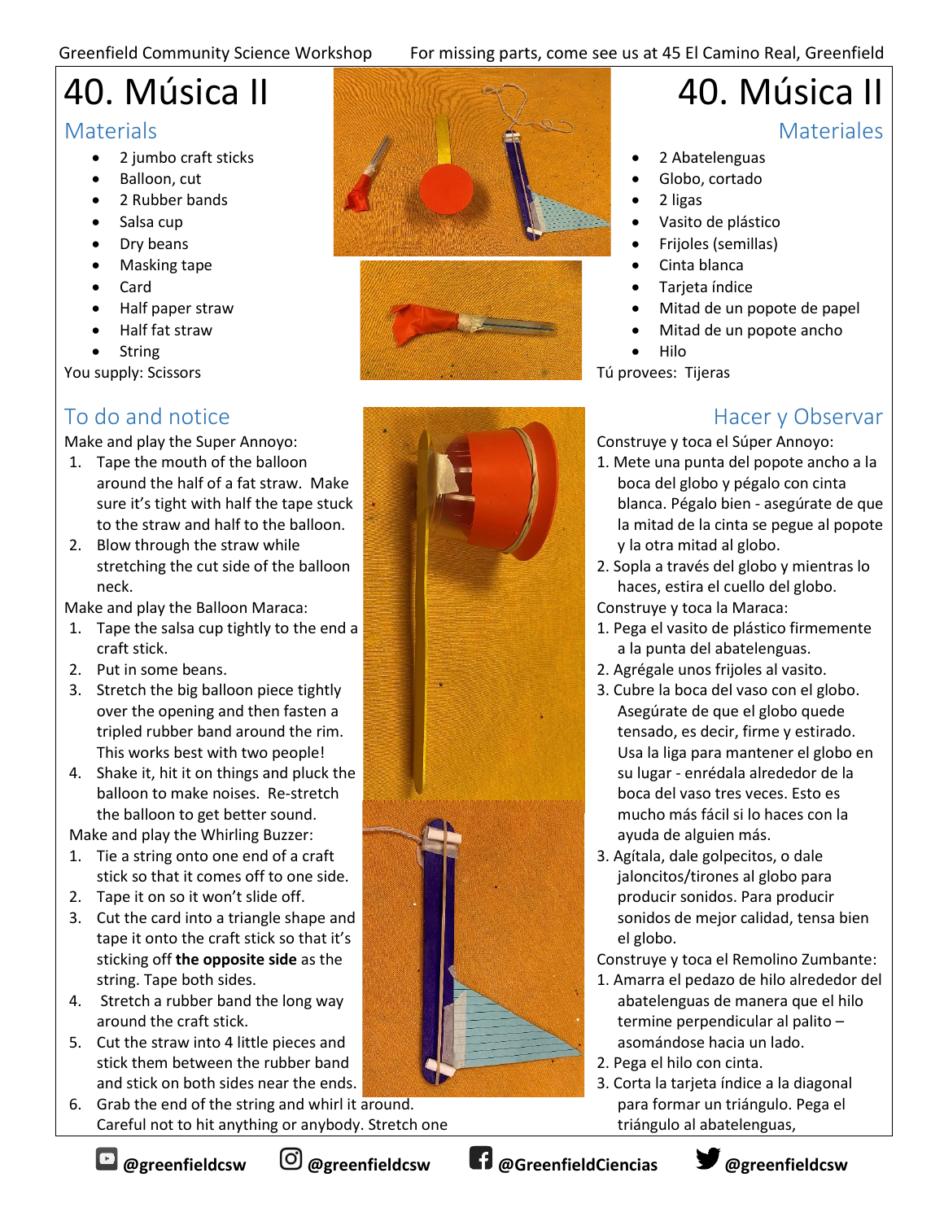# 40. Música II

## Materials

- 2 jumbo craft sticks
- Balloon, cut
- 2 Rubber bands
- Salsa cup
- Dry beans
- Masking tape
- Card
- Half paper straw
- Half fat straw
- String

You supply: Scissors

## To do and notice

Make and play the Super Annoyo:

1. Tape the mouth of the balloon around the half of a fat straw. Make sure it's tight with half the tape stuck to the straw and half to the balloon.
2. Blow through the straw while stretching the cut side of the balloon neck.

Make and play the Balloon Maraca:

1. Tape the salsa cup tightly to the end a craft stick.
2. Put in some beans.
3. Stretch the big balloon piece tightly over the opening and then fasten a tripled rubber band around the rim. This works best with two people!
4. Shake it, hit it on things and pluck the balloon to make noises. Re-stretch the balloon to get better sound.

Make and play the Whirling Buzzer:

1. Tie a string onto one end of a craft stick so that it comes off to one side.
2. Tape it on so it won't slide off.
3. Cut the card into a triangle shape and tape it onto the craft stick so that it's sticking off **the opposite side** as the string. Tape both sides.
4. Stretch a rubber band the long way around the craft stick.
5. Cut the straw into 4 little pieces and stick them between the rubber band and stick on both sides near the ends.
6. Grab the end of the string and whirl it around. Careful not to hit anything or anybody. Stretch one

# 40. Música II

## Materiales

- 2 Abatelenguas
- Globo, cortado
- 2 ligas
- Vasito de plástico
- Frijoles (semillas)
- Cinta blanca
- Tarjeta índice
- Mitad de un popote de papel
- Mitad de un popote ancho
- Hilo

Tú provees: Tijeras

## Hacer y Observar

Construye y toca el Súper Annoyo:

1. Mete una punta del popote ancho a la boca del globo y pégalo con cinta blanca. Pégalo bien - asegúrate de que la mitad de la cinta se pegue al popote y la otra mitad al globo.
2. Sopla a través del globo y mientras lo haces, estira el cuello del globo.

Construye y toca la Maraca:

1. Pega el vasito de plástico firmemente a la punta del abatelenguas.
2. Agrégale unos frijoles al vasito.
3. Cubre la boca del vaso con el globo. Asegúrate de que el globo quede tensado, es decir, firme y estirado. Usa la liga para mantener el globo en su lugar - enrédala alrededor de la boca del vaso tres veces. Esto es mucho más fácil si lo haces con la ayuda de alguien más.
3. Agítala, dale golpecitos, o dale jaloncitos/tirones al globo para producir sonidos. Para producir sonidos de mejor calidad, tensa bien el globo.

Construye y toca el Remolino Zumbante:

1. Amarra el pedazo de hilo alrededor del abatelenguas de manera que el hilo termine perpendicular al palito – asomándose hacia un lado.
2. Pega el hilo con cinta.
3. Corta la tarjeta índice a la diagonal para formar un triángulo. Pega el triángulo al abatelenguas,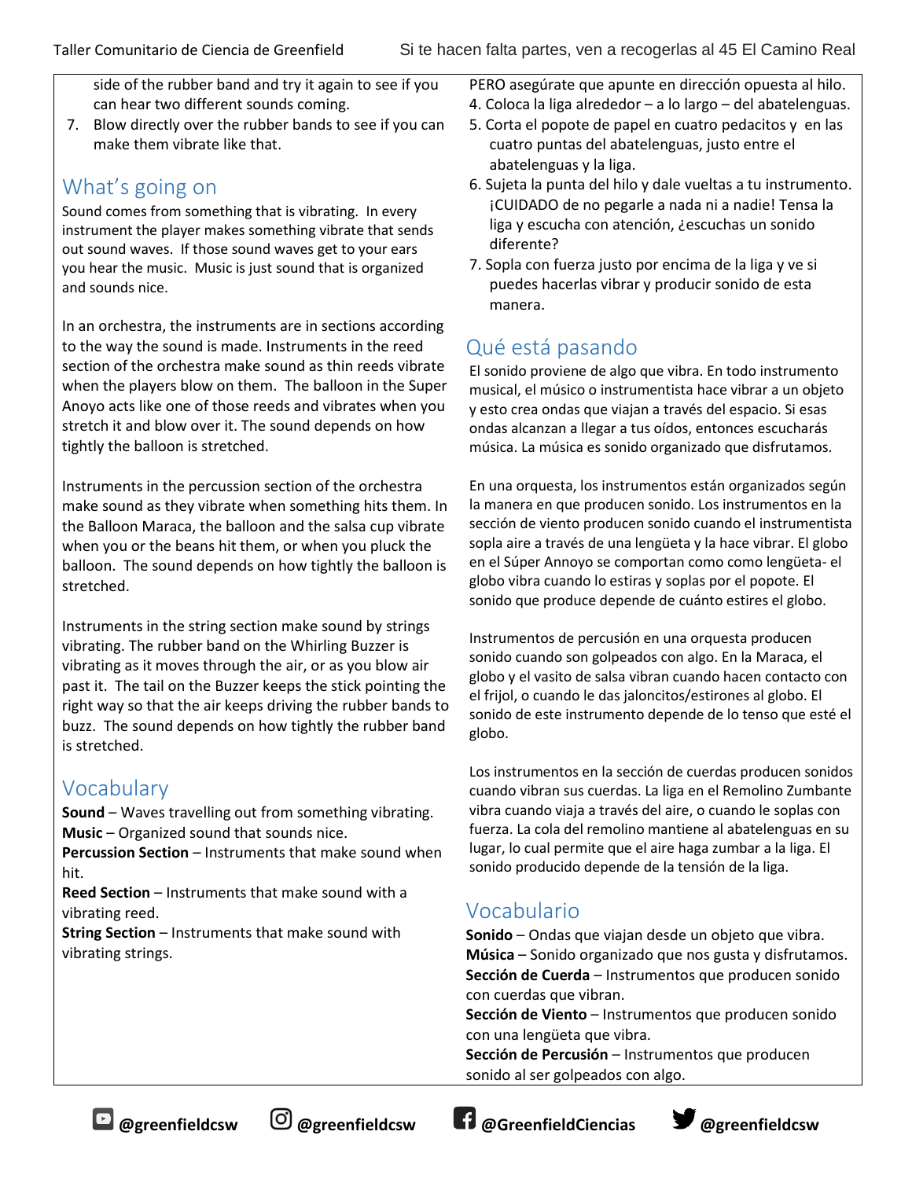side of the rubber band and try it again to see if you can hear two different sounds coming.

7. Blow directly over the rubber bands to see if you can make them vibrate like that.

## What's going on

Sound comes from something that is vibrating. In every instrument the player makes something vibrate that sends out sound waves. If those sound waves get to your ears you hear the music. Music is just sound that is organized and sounds nice.

In an orchestra, the instruments are in sections according to the way the sound is made. Instruments in the reed section of the orchestra make sound as thin reeds vibrate when the players blow on them. The balloon in the Super Anoyo acts like one of those reeds and vibrates when you stretch it and blow over it. The sound depends on how tightly the balloon is stretched.

Instruments in the percussion section of the orchestra make sound as they vibrate when something hits them. In the Balloon Maraca, the balloon and the salsa cup vibrate when you or the beans hit them, or when you pluck the balloon. The sound depends on how tightly the balloon is stretched.

Instruments in the string section make sound by strings vibrating. The rubber band on the Whirling Buzzer is vibrating as it moves through the air, or as you blow air past it. The tail on the Buzzer keeps the stick pointing the right way so that the air keeps driving the rubber bands to buzz. The sound depends on how tightly the rubber band is stretched.

## Vocabulary

**Sound** – Waves travelling out from something vibrating.
**Music** – Organized sound that sounds nice.
**Percussion Section** – Instruments that make sound when hit.
**Reed Section** – Instruments that make sound with a vibrating reed.
**String Section** – Instruments that make sound with vibrating strings.

PERO asegúrate que apunte en dirección opuesta al hilo.

4. Coloca la liga alrededor – a lo largo – del abatelenguas.
5. Corta el popote de papel en cuatro pedacitos y en las cuatro puntas del abatelenguas, justo entre el abatelenguas y la liga.
6. Sujeta la punta del hilo y dale vueltas a tu instrumento. ¡CUIDADO de no pegarle a nada ni a nadie! Tensa la liga y escucha con atención, ¿escuchas un sonido diferente?
7. Sopla con fuerza justo por encima de la liga y ve si puedes hacerlas vibrar y producir sonido de esta manera.

## Qué está pasando

El sonido proviene de algo que vibra. En todo instrumento musical, el músico o instrumentista hace vibrar a un objeto y esto crea ondas que viajan a través del espacio. Si esas ondas alcanzan a llegar a tus oídos, entonces escucharás música. La música es sonido organizado que disfrutamos.

En una orquesta, los instrumentos están organizados según la manera en que producen sonido. Los instrumentos en la sección de viento producen sonido cuando el instrumentista sopla aire a través de una lengüeta y la hace vibrar. El globo en el Súper Annoyo se comportan como como lengüeta- el globo vibra cuando lo estiras y soplas por el popote. El sonido que produce depende de cuánto estires el globo.

Instrumentos de percusión en una orquesta producen sonido cuando son golpeados con algo. En la Maraca, el globo y el vasito de salsa vibran cuando hacen contacto con el frijol, o cuando le das jaloncitos/estirones al globo. El sonido de este instrumento depende de lo tenso que esté el globo.

Los instrumentos en la sección de cuerdas producen sonidos cuando vibran sus cuerdas. La liga en el Remolino Zumbante vibra cuando viaja a través del aire, o cuando le soplas con fuerza. La cola del remolino mantiene al abatelenguas en su lugar, lo cual permite que el aire haga zumbar a la liga. El sonido producido depende de la tensión de la liga.

## Vocabulario

**Sonido** – Ondas que viajan desde un objeto que vibra.
**Música** – Sonido organizado que nos gusta y disfrutamos.
**Sección de Cuerda** – Instrumentos que producen sonido con cuerdas que vibran.
**Sección de Viento** – Instrumentos que producen sonido con una lengüeta que vibra.
**Sección de Percusión** – Instrumentos que producen sonido al ser golpeados con algo.

@greenfieldcsw @greenfieldcsw @GreenfieldCiencias @greenfieldcsw